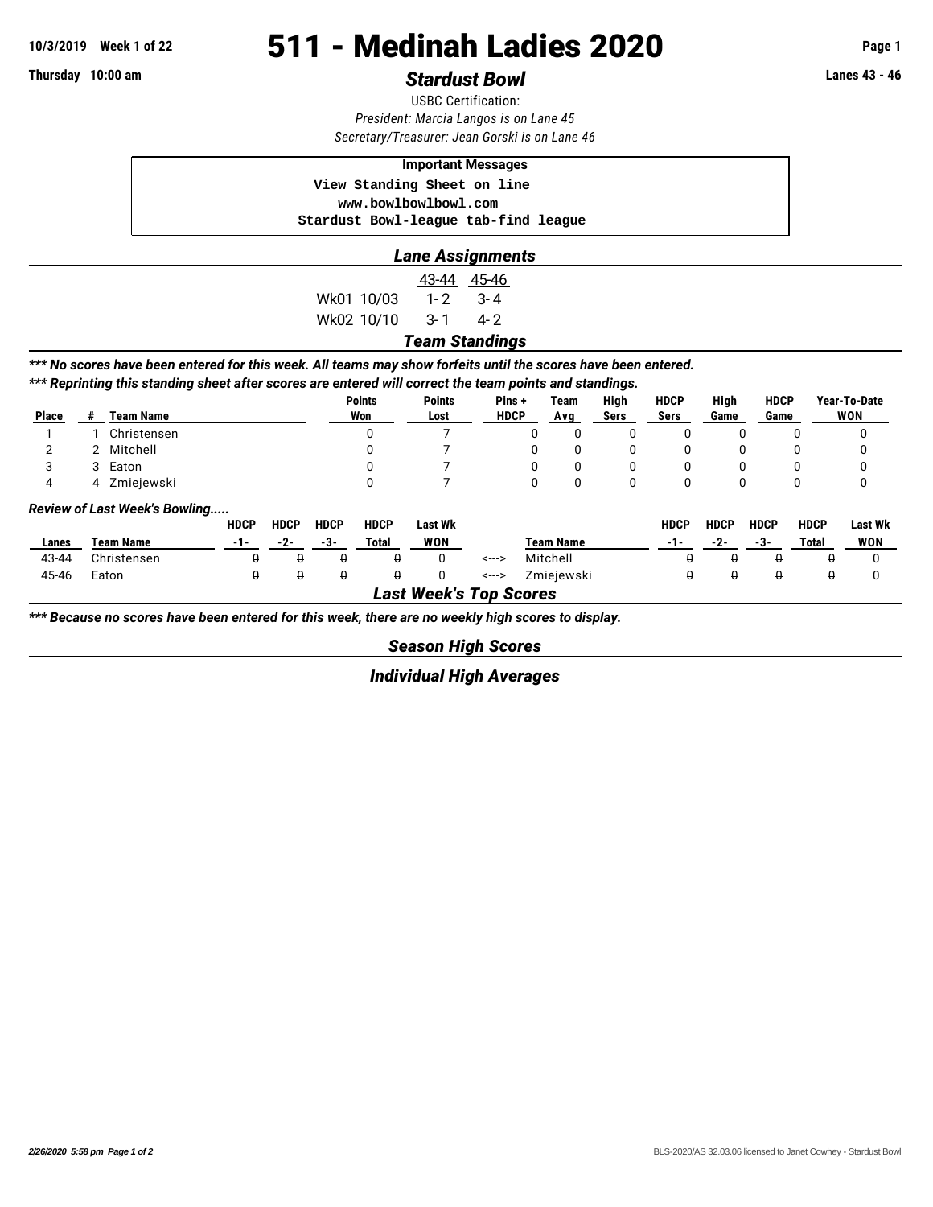10/3/2019 Week 1 of 22

# 511 - Medinah Ladies 2020

Thursday 10:00 am

## *Stardust Bowl*

Lanes 43 - 46

USBC Certification:

*President: Marcia Langos is on Lane 45*

*Secretary/Treasurer: Jean Gorski is on Lane 46*

**Important Messages**

```
View Standing Sheet on line
www.bowlbowlbowl.com
Stardust Bowl-league tab-find league
```

## *Lane Assignments*

| | 43-44 | 45-46 |
|---|---|---|
| Wk01 10/03 | 1- 2 | 3- 4 |
| Wk02 10/10 | 3- 1 | 4- 2 |

## *Team Standings*

***\*\*\* No scores have been entered for this week. All teams may show forfeits until the scores have been entered.***

***\*\*\* Reprinting this standing sheet after scores are entered will correct the team points and standings.***

| Place | # | Team Name | Points Won | Points Lost | Pins + HDCP | Team Avg | High Sers | HDCP Sers | High Game | HDCP Game | Year-To-Date WON |
|---|---|---|---|---|---|---|---|---|---|---|---|
| 1 | 1 | Christensen | 0 | 7 | 0 | 0 | 0 | 0 | 0 | 0 | 0 |
| 2 | 2 | Mitchell | 0 | 7 | 0 | 0 | 0 | 0 | 0 | 0 | 0 |
| 3 | 3 | Eaton | 0 | 7 | 0 | 0 | 0 | 0 | 0 | 0 | 0 |
| 4 | 4 | Zmiejewski | 0 | 7 | 0 | 0 | 0 | 0 | 0 | 0 | 0 |

***Review of Last Week's Bowling.....***

| Lanes | Team Name | HDCP -1- | HDCP -2- | HDCP -3- | HDCP Total | Last Wk WON | | Team Name | HDCP -1- | HDCP -2- | HDCP -3- | HDCP Total | Last Wk WON |
|---|---|---|---|---|---|---|---|---|---|---|---|---|---|
| 43-44 | Christensen | ~~0~~ | ~~0~~ | ~~0~~ | ~~0~~ | 0 | <---> | Mitchell | ~~0~~ | ~~0~~ | ~~0~~ | ~~0~~ | 0 |
| 45-46 | Eaton | ~~0~~ | ~~0~~ | ~~0~~ | ~~0~~ | 0 | <---> | Zmiejewski | ~~0~~ | ~~0~~ | ~~0~~ | ~~0~~ | 0 |

## *Last Week's Top Scores*

***\*\*\* Because no scores have been entered for this week, there are no weekly high scores to display.***

## *Season High Scores*

## *Individual High Averages*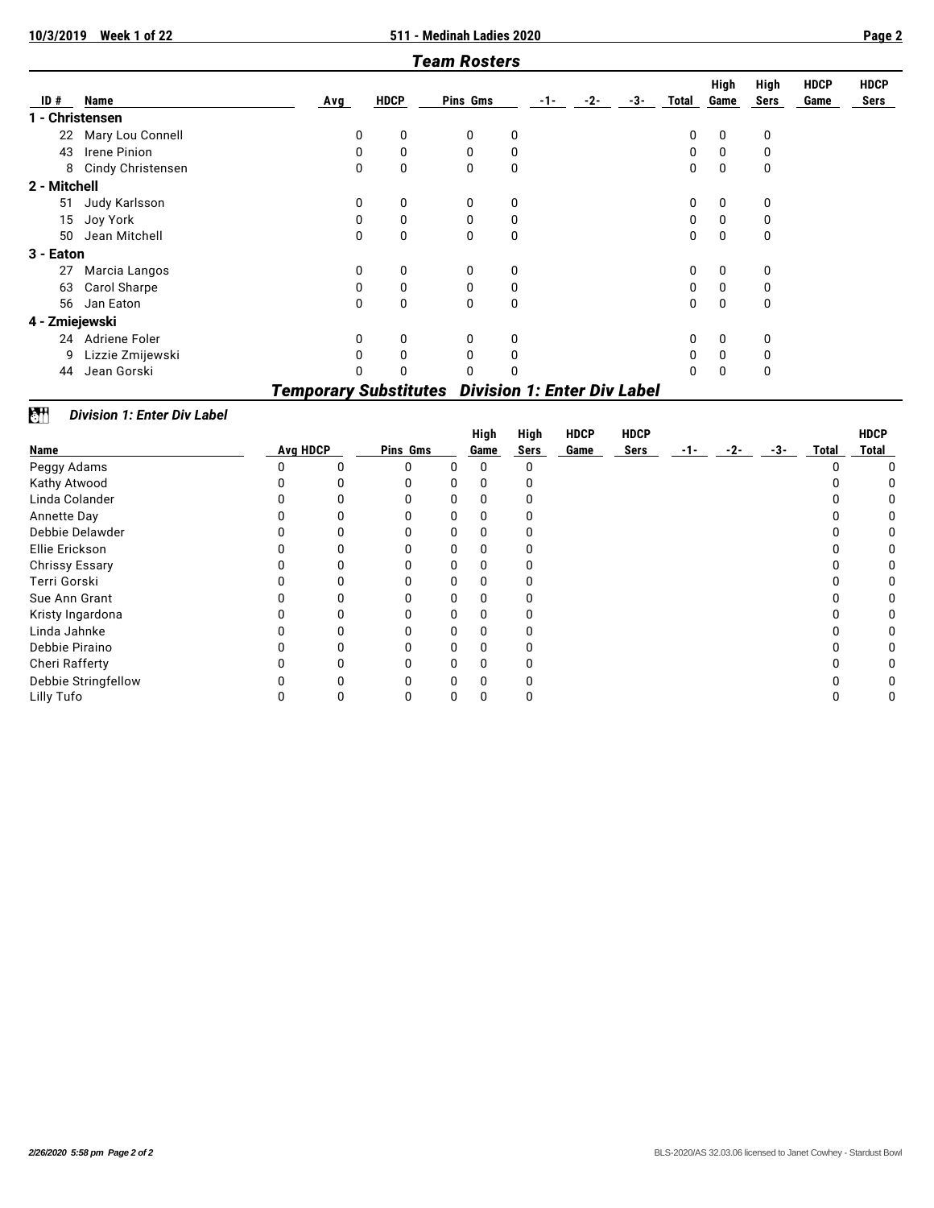## Team Rosters

| ID # | Name | Avg | HDCP | Pins | Gms | -1- | -2- | -3- | Total | High Game | High Sers | HDCP Game | HDCP Sers |
|---|---|---|---|---|---|---|---|---|---|---|---|---|---|
| **1 - Christensen** | | | | | | | | | | | | | |
| 22 | Mary Lou Connell | 0 | 0 | 0 | 0 | | | | 0 | 0 | 0 | | |
| 43 | Irene Pinion | 0 | 0 | 0 | 0 | | | | 0 | 0 | 0 | | |
| 8 | Cindy Christensen | 0 | 0 | 0 | 0 | | | | 0 | 0 | 0 | | |
| **2 - Mitchell** | | | | | | | | | | | | | |
| 51 | Judy Karlsson | 0 | 0 | 0 | 0 | | | | 0 | 0 | 0 | | |
| 15 | Joy York | 0 | 0 | 0 | 0 | | | | 0 | 0 | 0 | | |
| 50 | Jean Mitchell | 0 | 0 | 0 | 0 | | | | 0 | 0 | 0 | | |
| **3 - Eaton** | | | | | | | | | | | | | |
| 27 | Marcia Langos | 0 | 0 | 0 | 0 | | | | 0 | 0 | 0 | | |
| 63 | Carol Sharpe | 0 | 0 | 0 | 0 | | | | 0 | 0 | 0 | | |
| 56 | Jan Eaton | 0 | 0 | 0 | 0 | | | | 0 | 0 | 0 | | |
| **4 - Zmiejewski** | | | | | | | | | | | | | |
| 24 | Adriene Foler | 0 | 0 | 0 | 0 | | | | 0 | 0 | 0 | | |
| 9 | Lizzie Zmijewski | 0 | 0 | 0 | 0 | | | | 0 | 0 | 0 | | |
| 44 | Jean Gorski | 0 | 0 | 0 | 0 | | | | 0 | 0 | 0 | | |

## Temporary Substitutes Division 1: Enter Div Label

### *Division 1: Enter Div Label*

| Name | Avg | HDCP | Pins | Gms | High Game | High Sers | HDCP Game | HDCP Sers | -1- | -2- | -3- | Total | HDCP Total |
|---|---|---|---|---|---|---|---|---|---|---|---|---|---|
| Peggy Adams | 0 | 0 | 0 | 0 | 0 | 0 | | | | | | 0 | 0 |
| Kathy Atwood | 0 | 0 | 0 | 0 | 0 | 0 | | | | | | 0 | 0 |
| Linda Colander | 0 | 0 | 0 | 0 | 0 | 0 | | | | | | 0 | 0 |
| Annette Day | 0 | 0 | 0 | 0 | 0 | 0 | | | | | | 0 | 0 |
| Debbie Delawder | 0 | 0 | 0 | 0 | 0 | 0 | | | | | | 0 | 0 |
| Ellie Erickson | 0 | 0 | 0 | 0 | 0 | 0 | | | | | | 0 | 0 |
| Chrissy Essary | 0 | 0 | 0 | 0 | 0 | 0 | | | | | | 0 | 0 |
| Terri Gorski | 0 | 0 | 0 | 0 | 0 | 0 | | | | | | 0 | 0 |
| Sue Ann Grant | 0 | 0 | 0 | 0 | 0 | 0 | | | | | | 0 | 0 |
| Kristy Ingardona | 0 | 0 | 0 | 0 | 0 | 0 | | | | | | 0 | 0 |
| Linda Jahnke | 0 | 0 | 0 | 0 | 0 | 0 | | | | | | 0 | 0 |
| Debbie Piraino | 0 | 0 | 0 | 0 | 0 | 0 | | | | | | 0 | 0 |
| Cheri Rafferty | 0 | 0 | 0 | 0 | 0 | 0 | | | | | | 0 | 0 |
| Debbie Stringfellow | 0 | 0 | 0 | 0 | 0 | 0 | | | | | | 0 | 0 |
| Lilly Tufo | 0 | 0 | 0 | 0 | 0 | 0 | | | | | | 0 | 0 |

BLS-2020/AS 32.03.06 licensed to Janet Cowhey - Stardust Bowl